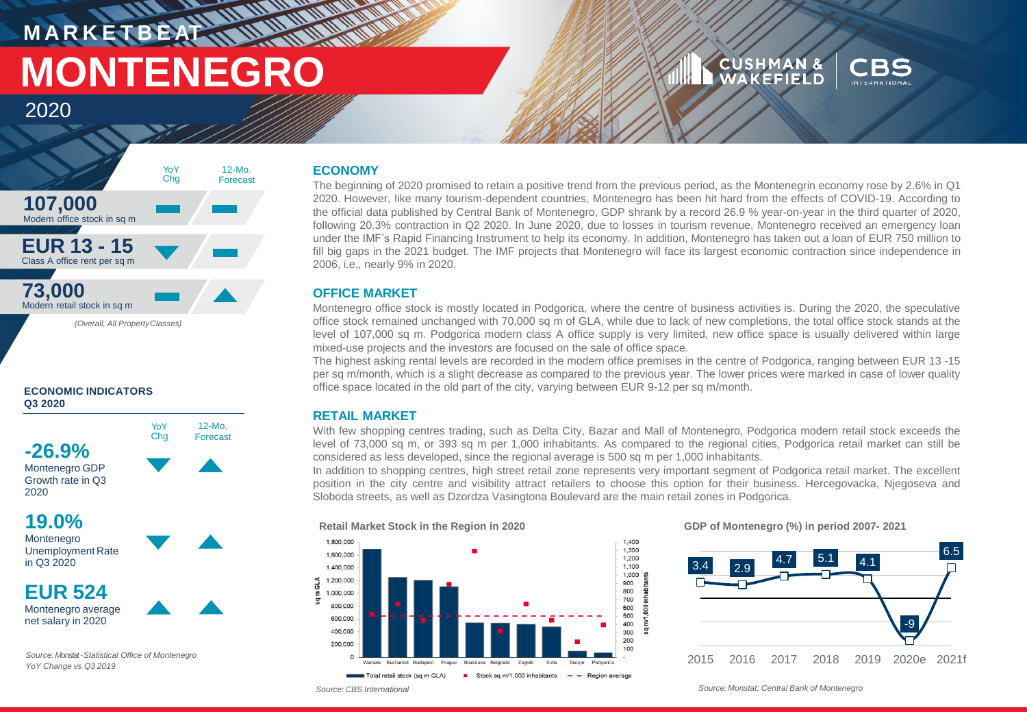# MARKETBEAT

# MONTENEGRO

2020

| | YoY Chg | 12-Mo. Forecast |
|---|---|---|
| **107,000** Modern office stock in sq m | ▬ | ▬ |
| **EUR 13 - 15** Class A office rent per sq m | ▼ | ▬ |
| **73,000** Modern retail stock in sq m | ▬ | ▲ |

*(Overall, All Property Classes)*

### ECONOMIC INDICATORS Q3 2020

| | YoY Chg | 12-Mo. Forecast |
|---|---|---|
| **-26.9%** Montenegro GDP Growth rate in Q3 2020 | ▼ | ▲ |
| **19.0%** Montenegro Unemployment Rate in Q3 2020 | ▼ | ▲ |
| **EUR 524** Montenegro average net salary in 2020 | ▲ | ▲ |

*Source: Monstat - Statistical Office of Montenegro*
*YoY Change vs Q3 2019*

## ECONOMY

The beginning of 2020 promised to retain a positive trend from the previous period, as the Montenegrin economy rose by 2.6% in Q1 2020. However, like many tourism-dependent countries, Montenegro has been hit hard from the effects of COVID-19. According to the official data published by Central Bank of Montenegro, GDP shrank by a record 26.9 % year-on-year in the third quarter of 2020, following 20.3% contraction in Q2 2020. In June 2020, due to losses in tourism revenue, Montenegro received an emergency loan under the IMF's Rapid Financing Instrument to help its economy. In addition, Montenegro has taken out a loan of EUR 750 million to fill big gaps in the 2021 budget. The IMF projects that Montenegro will face its largest economic contraction since independence in 2006, i.e., nearly 9% in 2020.

## OFFICE MARKET

Montenegro office stock is mostly located in Podgorica, where the centre of business activities is. During the 2020, the speculative office stock remained unchanged with 70,000 sq m of GLA, while due to lack of new completions, the total office stock stands at the level of 107,000 sq m. Podgorica modern class A office supply is very limited, new office space is usually delivered within large mixed-use projects and the investors are focused on the sale of office space.

The highest asking rental levels are recorded in the modern office premises in the centre of Podgorica, ranging between EUR 13 -15 per sq m/month, which is a slight decrease as compared to the previous year. The lower prices were marked in case of lower quality office space located in the old part of the city, varying between EUR 9-12 per sq m/month.

## RETAIL MARKET

With few shopping centres trading, such as Delta City, Bazar and Mall of Montenegro, Podgorica modern retail stock exceeds the level of 73,000 sq m, or 393 sq m per 1,000 inhabitants. As compared to the regional cities, Podgorica retail market can still be considered as less developed, since the regional average is 500 sq m per 1,000 inhabitants.

In addition to shopping centres, high street retail zone represents very important segment of Podgorica retail market. The excellent position in the city centre and visibility attract retailers to choose this option for their business. Hercegovacka, Njegoseva and Sloboda streets, as well as Dzordza Vasingtona Boulevard are the main retail zones in Podgorica.

**Retail Market Stock in the Region in 2020**

Cities: Warsaw, Bucharest, Budapest, Prague, Bratislava, Belgrade, Zagreb, Sofia, Skopje, Podgorica

Legend: Total retail stock (sq m GLA); Stock sq m/1,000 inhabitants; Region average

*Source: CBS International*

**GDP of Montenegro (%) in period 2007- 2021**

| 2015 | 2016 | 2017 | 2018 | 2019 | 2020e | 2021f |
|---|---|---|---|---|---|---|
| 3.4 | 2.9 | 4.7 | 5.1 | 4.1 | -9 | 6.5 |

*Source: Monstat; Central Bank of Montenegro*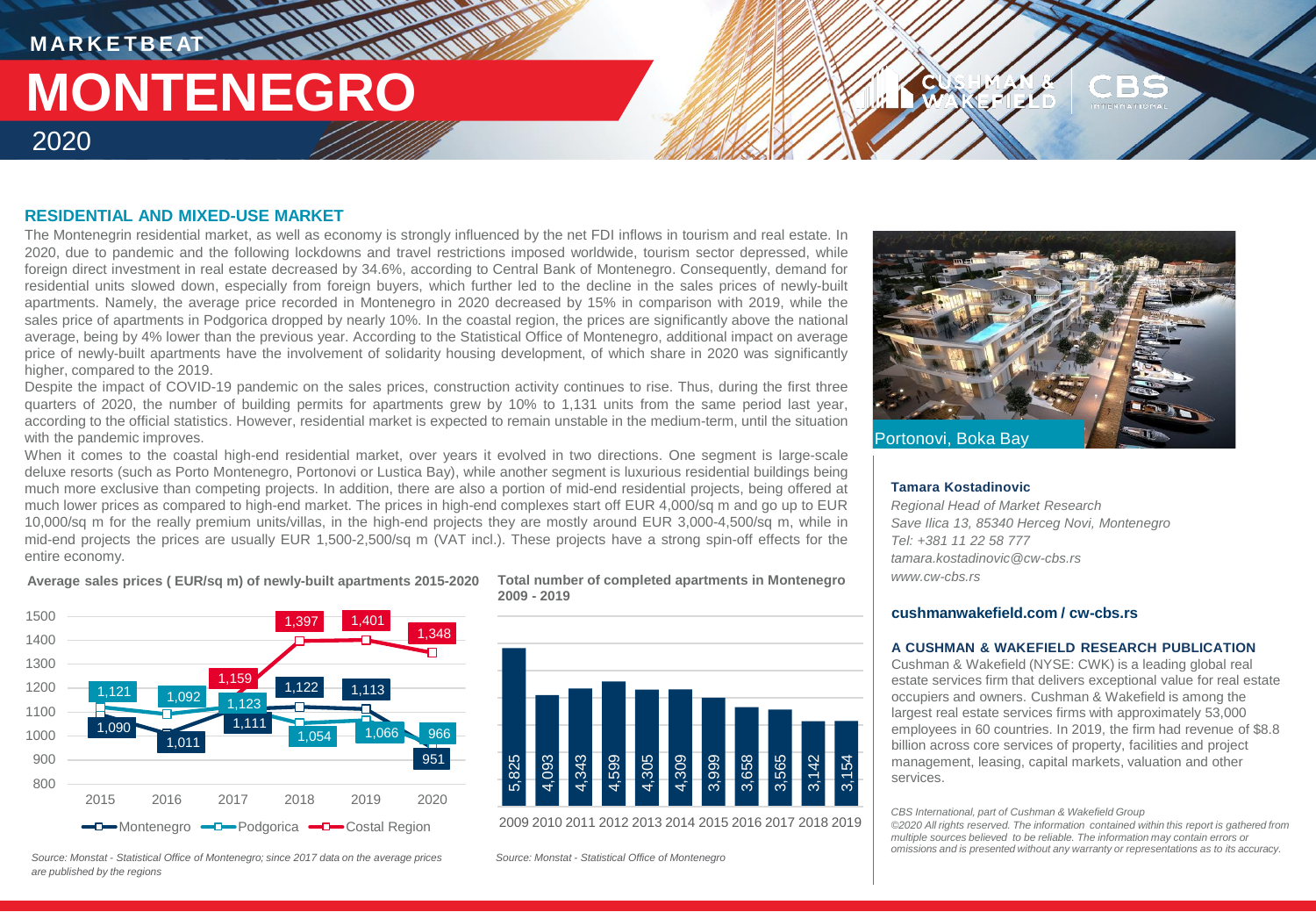MARKETBEAT

# MONTENEGRO

2020

## RESIDENTIAL AND MIXED-USE MARKET

The Montenegrin residential market, as well as economy is strongly influenced by the net FDI inflows in tourism and real estate. In 2020, due to pandemic and the following lockdowns and travel restrictions imposed worldwide, tourism sector depressed, while foreign direct investment in real estate decreased by 34.6%, according to Central Bank of Montenegro. Consequently, demand for residential units slowed down, especially from foreign buyers, which further led to the decline in the sales prices of newly-built apartments. Namely, the average price recorded in Montenegro in 2020 decreased by 15% in comparison with 2019, while the sales price of apartments in Podgorica dropped by nearly 10%. In the coastal region, the prices are significantly above the national average, being by 4% lower than the previous year. According to the Statistical Office of Montenegro, additional impact on average price of newly-built apartments have the involvement of solidarity housing development, of which share in 2020 was significantly higher, compared to the 2019.

Despite the impact of COVID-19 pandemic on the sales prices, construction activity continues to rise. Thus, during the first three quarters of 2020, the number of building permits for apartments grew by 10% to 1,131 units from the same period last year, according to the official statistics. However, residential market is expected to remain unstable in the medium-term, until the situation with the pandemic improves.

When it comes to the coastal high-end residential market, over years it evolved in two directions. One segment is large-scale deluxe resorts (such as Porto Montenegro, Portonovi or Lustica Bay), while another segment is luxurious residential buildings being much more exclusive than competing projects. In addition, there are also a portion of mid-end residential projects, being offered at much lower prices as compared to high-end market. The prices in high-end complexes start off EUR 4,000/sq m and go up to EUR 10,000/sq m for the really premium units/villas, in the high-end projects they are mostly around EUR 3,000-4,500/sq m, while in mid-end projects the prices are usually EUR 1,500-2,500/sq m (VAT incl.). These projects have a strong spin-off effects for the entire economy.

**Average sales prices ( EUR/sq m) of newly-built apartments 2015-2020**

1500
1400
1300
1200
1100
1000
900
800

2015 2016 2017 2018 2019 2020

1,121 1,092 1,159 1,397 1,401 1,348
1,123 1,122 1,113
1,090 1,011 1,111 1,054 1,066 966 951

Montenegro Podgorica Costal Region

*Source: Monstat - Statistical Office of Montenegro; since 2017 data on the average prices are published by the regions*

**Total number of completed apartments in Montenegro 2009 - 2019**

5,825 4,093 4,343 4,599 4,305 4,309 3,999 3,658 3,565 3,142 3,154

2009 2010 2011 2012 2013 2014 2015 2016 2017 2018 2019

*Source: Monstat - Statistical Office of Montenegro*

Portonovi, Boka Bay

**Tamara Kostadinovic**
*Regional Head of Market Research*
*Save Ilica 13, 85340 Herceg Novi, Montenegro*
*Tel: +381 11 22 58 777*
*tamara.kostadinovic@cw-cbs.rs*
*www.cw-cbs.rs*

**cushmanwakefield.com / cw-cbs.rs**

**A CUSHMAN & WAKEFIELD RESEARCH PUBLICATION**

Cushman & Wakefield (NYSE: CWK) is a leading global real estate services firm that delivers exceptional value for real estate occupiers and owners. Cushman & Wakefield is among the largest real estate services firms with approximately 53,000 employees in 60 countries. In 2019, the firm had revenue of $8.8 billion across core services of property, facilities and project management, leasing, capital markets, valuation and other services.

*CBS International, part of Cushman & Wakefield Group*

*©2020 All rights reserved. The information contained within this report is gathered from multiple sources believed to be reliable. The information may contain errors or omissions and is presented without any warranty or representations as to its accuracy.*